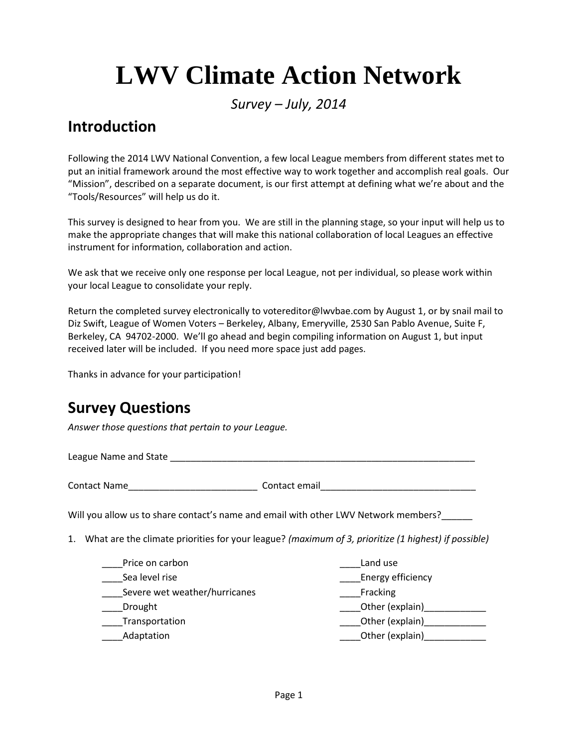# LWV Climate Action Network

*Survey – July, 2014*

## Introduction

Following the 2014 LWV National Convention, a few local League members from different states met to put an initial framework around the most effective way to work together and accomplish real goals. Our "Mission", described on a separate document, is our first attempt at defining what we're about and the "Tools/Resources" will help us do it.

This survey is designed to hear from you. We are still in the planning stage, so your input will help us to make the appropriate changes that will make this national collaboration of local Leagues an effective instrument for information, collaboration and action.

We ask that we receive only one response per local League, not per individual, so please work within your local League to consolidate your reply.

Return the completed survey electronically to votereditor@lwvbae.com by August 1, or by snail mail to Diz Swift, League of Women Voters – Berkeley, Albany, Emeryville, 2530 San Pablo Avenue, Suite F, Berkeley, CA 94702-2000. We'll go ahead and begin compiling information on August 1, but input received later will be included. If you need more space just add pages.

Thanks in advance for your participation!

## Survey Questions

*Answer those questions that pertain to your League.*

League Name and State _______________________________________________________________

Contact Name_________________________ Contact email______________________________

Will you allow us to share contact's name and email with other LWV Network members?______

1. What are the climate priorities for your league? *(maximum of 3, prioritize (1 highest) if possible)*

____Price on carbon
____Sea level rise
____Severe wet weather/hurricanes
____Drought
____Transportation
____Adaptation
____Land use
____Energy efficiency
____Fracking
____Other (explain)____________
____Other (explain)____________
____Other (explain)____________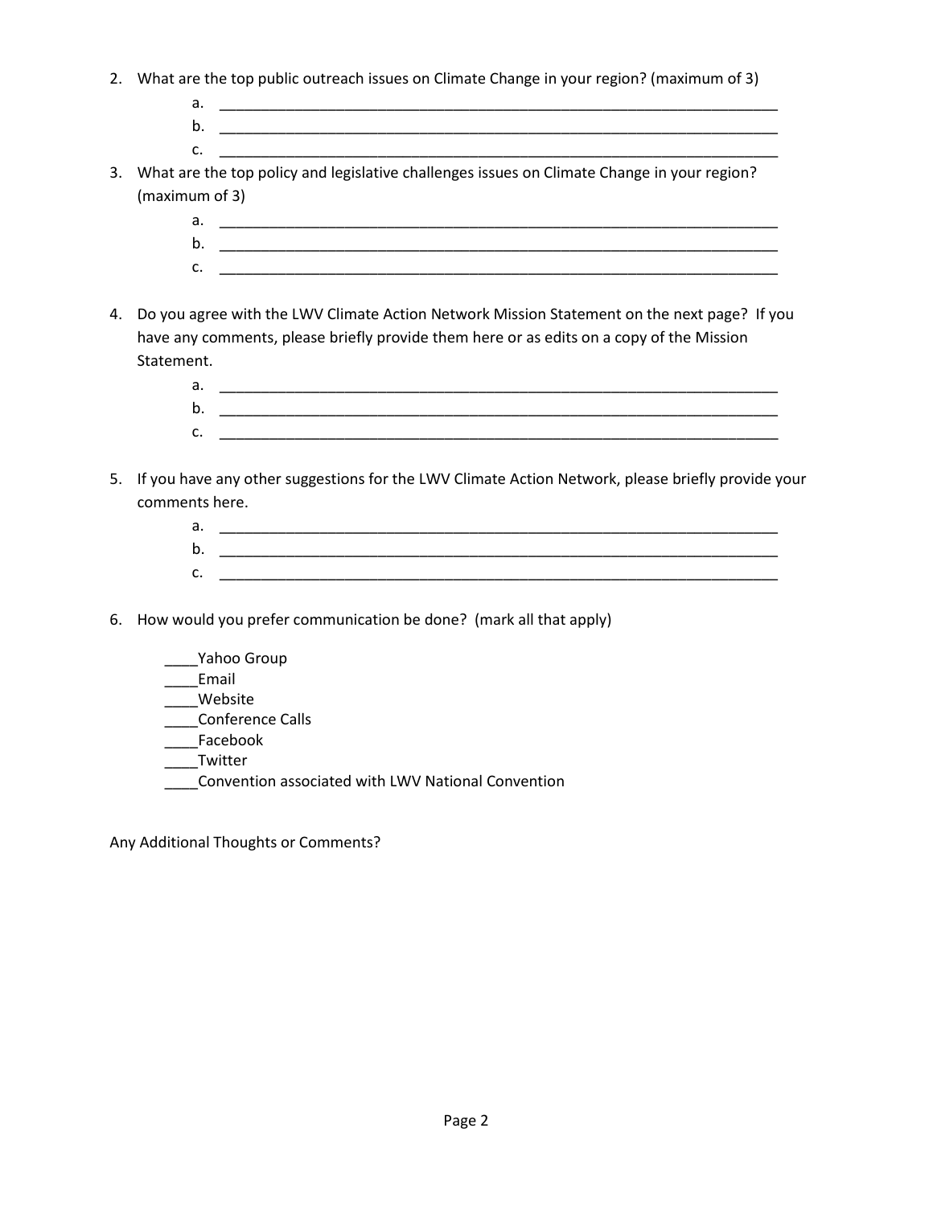2. What are the top public outreach issues on Climate Change in your region? (maximum of 3)
    a. ________________________________________________________________________
    b. ________________________________________________________________________
    c. ________________________________________________________________________
3. What are the top policy and legislative challenges issues on Climate Change in your region? (maximum of 3)
    a. ________________________________________________________________________
    b. ________________________________________________________________________
    c. ________________________________________________________________________

4. Do you agree with the LWV Climate Action Network Mission Statement on the next page? If you have any comments, please briefly provide them here or as edits on a copy of the Mission Statement.
    a. ________________________________________________________________________
    b. ________________________________________________________________________
    c. ________________________________________________________________________

5. If you have any other suggestions for the LWV Climate Action Network, please briefly provide your comments here.
    a. ________________________________________________________________________
    b. ________________________________________________________________________
    c. ________________________________________________________________________

6. How would you prefer communication be done? (mark all that apply)

____Yahoo Group
____Email
____Website
____Conference Calls
____Facebook
____Twitter
____Convention associated with LWV National Convention

Any Additional Thoughts or Comments?